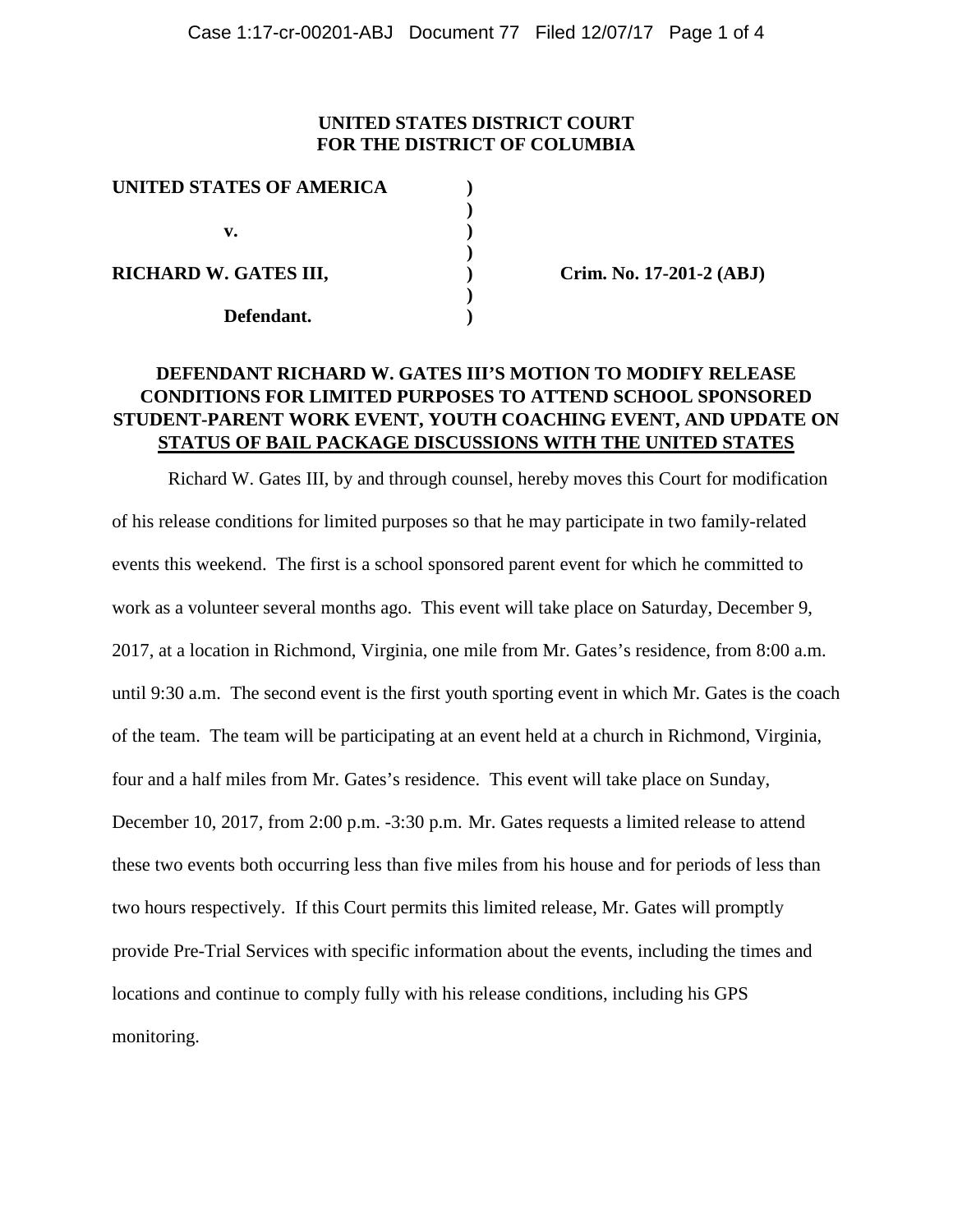**UNITED STATES DISTRICT COURT**
**FOR THE DISTRICT OF COLUMBIA**

| | | |
|---|---|---|
| **UNITED STATES OF AMERICA** | **)** | |
| | **)** | |
| **v.** | **)** | |
| | **)** | |
| **RICHARD W. GATES III,** | **)** | **Crim. No. 17-201-2 (ABJ)** |
| | **)** | |
| **Defendant.** | **)** | |

**DEFENDANT RICHARD W. GATES III'S MOTION TO MODIFY RELEASE CONDITIONS FOR LIMITED PURPOSES TO ATTEND SCHOOL SPONSORED STUDENT-PARENT WORK EVENT, YOUTH COACHING EVENT, AND UPDATE ON STATUS OF BAIL PACKAGE DISCUSSIONS WITH THE UNITED STATES**

Richard W. Gates III, by and through counsel, hereby moves this Court for modification of his release conditions for limited purposes so that he may participate in two family-related events this weekend. The first is a school sponsored parent event for which he committed to work as a volunteer several months ago. This event will take place on Saturday, December 9, 2017, at a location in Richmond, Virginia, one mile from Mr. Gates's residence, from 8:00 a.m. until 9:30 a.m. The second event is the first youth sporting event in which Mr. Gates is the coach of the team. The team will be participating at an event held at a church in Richmond, Virginia, four and a half miles from Mr. Gates's residence. This event will take place on Sunday, December 10, 2017, from 2:00 p.m. -3:30 p.m. Mr. Gates requests a limited release to attend these two events both occurring less than five miles from his house and for periods of less than two hours respectively. If this Court permits this limited release, Mr. Gates will promptly provide Pre-Trial Services with specific information about the events, including the times and locations and continue to comply fully with his release conditions, including his GPS monitoring.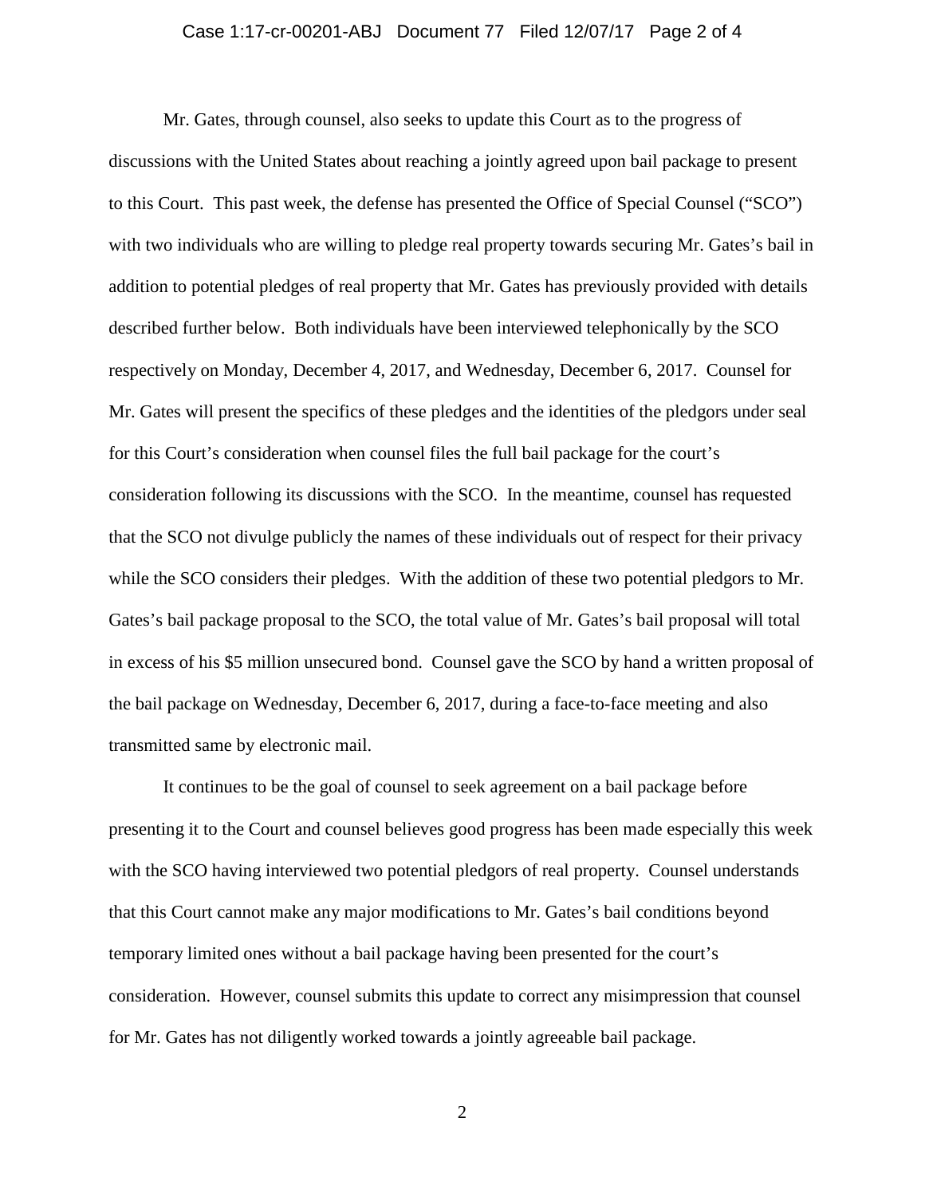Mr. Gates, through counsel, also seeks to update this Court as to the progress of discussions with the United States about reaching a jointly agreed upon bail package to present to this Court. This past week, the defense has presented the Office of Special Counsel ("SCO") with two individuals who are willing to pledge real property towards securing Mr. Gates's bail in addition to potential pledges of real property that Mr. Gates has previously provided with details described further below. Both individuals have been interviewed telephonically by the SCO respectively on Monday, December 4, 2017, and Wednesday, December 6, 2017. Counsel for Mr. Gates will present the specifics of these pledges and the identities of the pledgors under seal for this Court's consideration when counsel files the full bail package for the court's consideration following its discussions with the SCO. In the meantime, counsel has requested that the SCO not divulge publicly the names of these individuals out of respect for their privacy while the SCO considers their pledges. With the addition of these two potential pledgors to Mr. Gates's bail package proposal to the SCO, the total value of Mr. Gates's bail proposal will total in excess of his $5 million unsecured bond. Counsel gave the SCO by hand a written proposal of the bail package on Wednesday, December 6, 2017, during a face-to-face meeting and also transmitted same by electronic mail.

It continues to be the goal of counsel to seek agreement on a bail package before presenting it to the Court and counsel believes good progress has been made especially this week with the SCO having interviewed two potential pledgors of real property. Counsel understands that this Court cannot make any major modifications to Mr. Gates's bail conditions beyond temporary limited ones without a bail package having been presented for the court's consideration. However, counsel submits this update to correct any misimpression that counsel for Mr. Gates has not diligently worked towards a jointly agreeable bail package.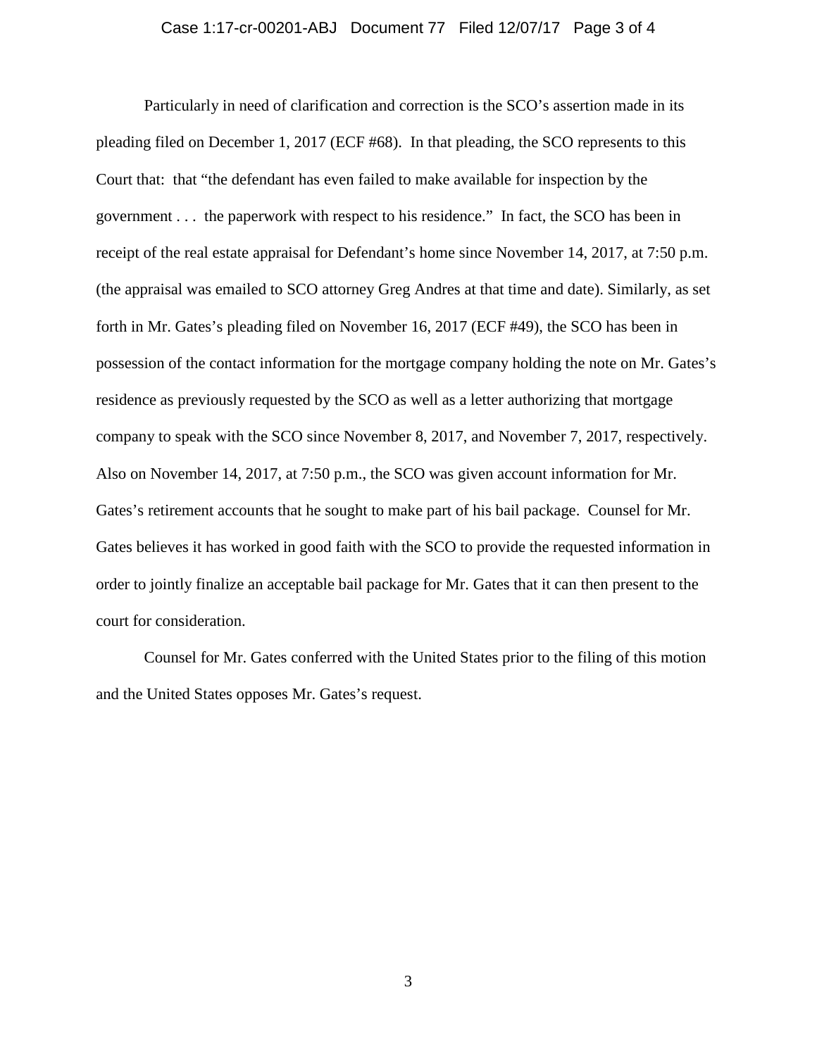Particularly in need of clarification and correction is the SCO's assertion made in its pleading filed on December 1, 2017 (ECF #68). In that pleading, the SCO represents to this Court that: that "the defendant has even failed to make available for inspection by the government . . . the paperwork with respect to his residence." In fact, the SCO has been in receipt of the real estate appraisal for Defendant's home since November 14, 2017, at 7:50 p.m. (the appraisal was emailed to SCO attorney Greg Andres at that time and date). Similarly, as set forth in Mr. Gates's pleading filed on November 16, 2017 (ECF #49), the SCO has been in possession of the contact information for the mortgage company holding the note on Mr. Gates's residence as previously requested by the SCO as well as a letter authorizing that mortgage company to speak with the SCO since November 8, 2017, and November 7, 2017, respectively. Also on November 14, 2017, at 7:50 p.m., the SCO was given account information for Mr. Gates's retirement accounts that he sought to make part of his bail package. Counsel for Mr. Gates believes it has worked in good faith with the SCO to provide the requested information in order to jointly finalize an acceptable bail package for Mr. Gates that it can then present to the court for consideration.

Counsel for Mr. Gates conferred with the United States prior to the filing of this motion and the United States opposes Mr. Gates's request.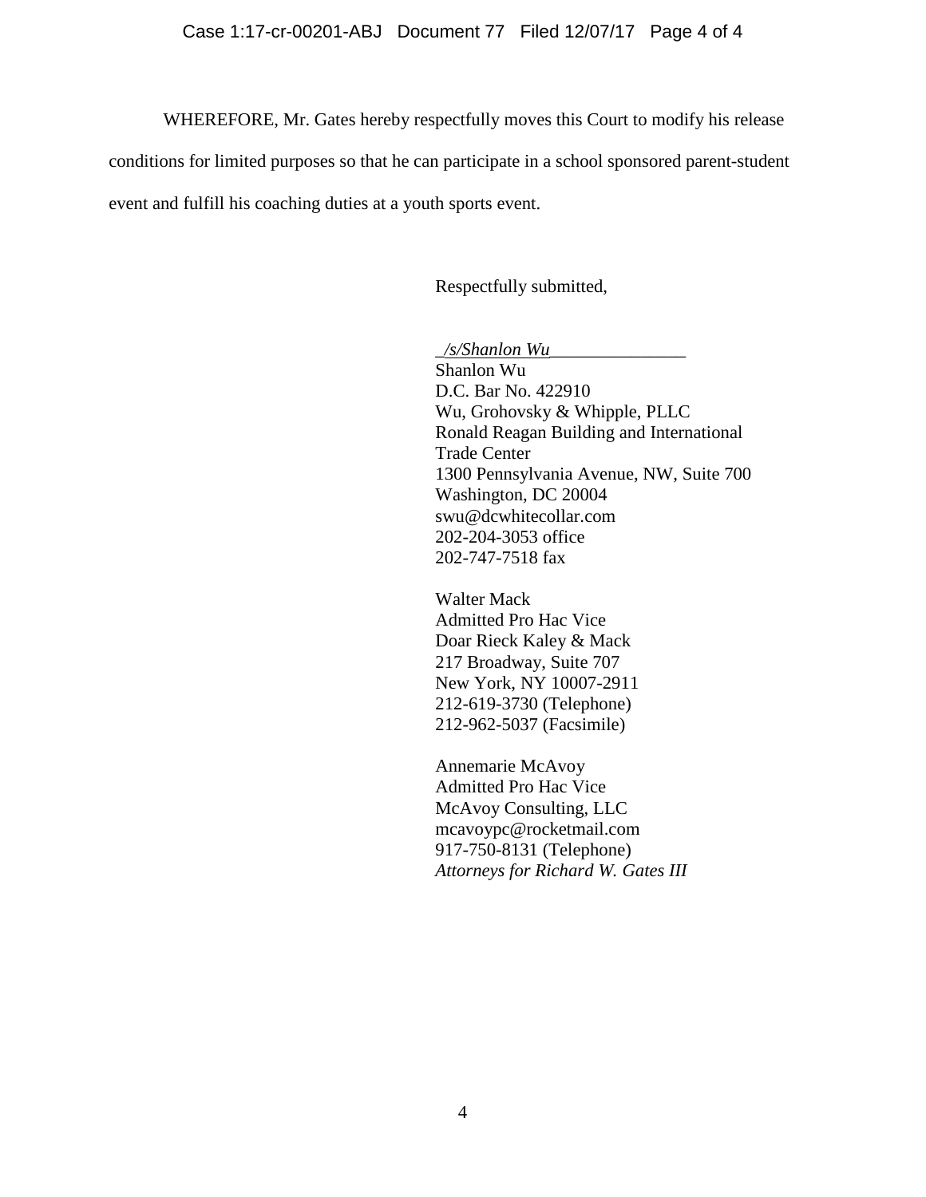WHEREFORE, Mr. Gates hereby respectfully moves this Court to modify his release conditions for limited purposes so that he can participate in a school sponsored parent-student event and fulfill his coaching duties at a youth sports event.

Respectfully submitted,

*/s/Shanlon Wu*  
Shanlon Wu  
D.C. Bar No. 422910  
Wu, Grohovsky & Whipple, PLLC  
Ronald Reagan Building and International Trade Center  
1300 Pennsylvania Avenue, NW, Suite 700  
Washington, DC 20004  
swu@dcwhitecollar.com  
202-204-3053 office  
202-747-7518 fax

Walter Mack  
Admitted Pro Hac Vice  
Doar Rieck Kaley & Mack  
217 Broadway, Suite 707  
New York, NY 10007-2911  
212-619-3730 (Telephone)  
212-962-5037 (Facsimile)

Annemarie McAvoy  
Admitted Pro Hac Vice  
McAvoy Consulting, LLC  
mcavoypc@rocketmail.com  
917-750-8131 (Telephone)  
*Attorneys for Richard W. Gates III*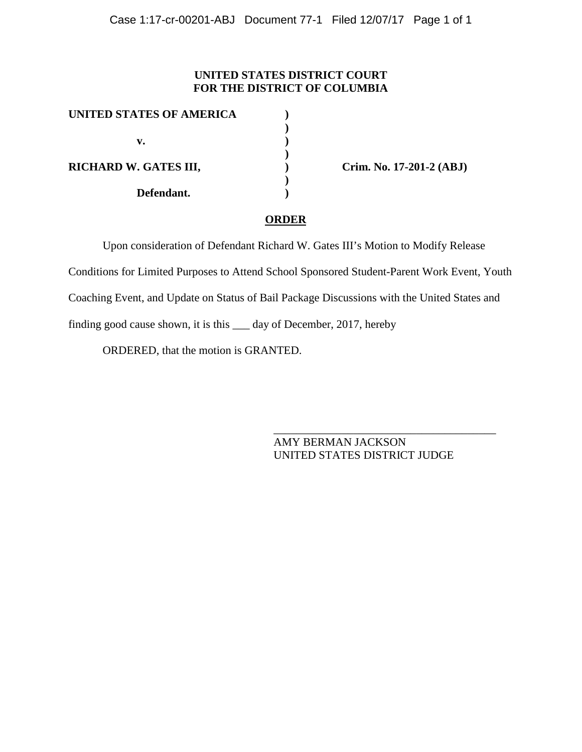**UNITED STATES DISTRICT COURT**
**FOR THE DISTRICT OF COLUMBIA**

| | | |
|---|---|---|
| **UNITED STATES OF AMERICA** | **)** | |
| | **)** | |
| **v.** | **)** | |
| | **)** | |
| **RICHARD W. GATES III,** | **)** | **Crim. No. 17-201-2 (ABJ)** |
| | **)** | |
| **Defendant.** | **)** | |

**ORDER**

Upon consideration of Defendant Richard W. Gates III's Motion to Modify Release Conditions for Limited Purposes to Attend School Sponsored Student-Parent Work Event, Youth Coaching Event, and Update on Status of Bail Package Discussions with the United States and finding good cause shown, it is this ___ day of December, 2017, hereby

ORDERED, that the motion is GRANTED.

_______________________________________
AMY BERMAN JACKSON
UNITED STATES DISTRICT JUDGE